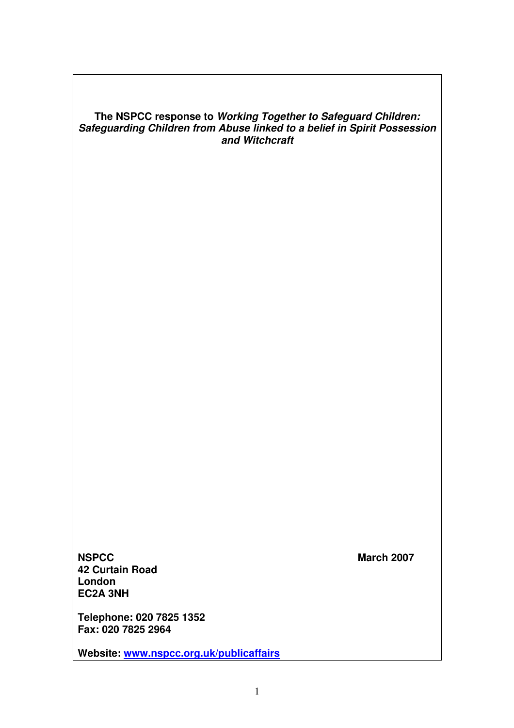**The NSPCC response to *Working Together to Safeguard Children: Safeguarding Children from Abuse linked to a belief in Spirit Possession and Witchcraft***

**NSPCC**
**42 Curtain Road**
**London**
**EC2A 3NH**

**March 2007**

**Telephone: 020 7825 1352**
**Fax: 020 7825 2964**

**Website: www.nspcc.org.uk/publicaffairs**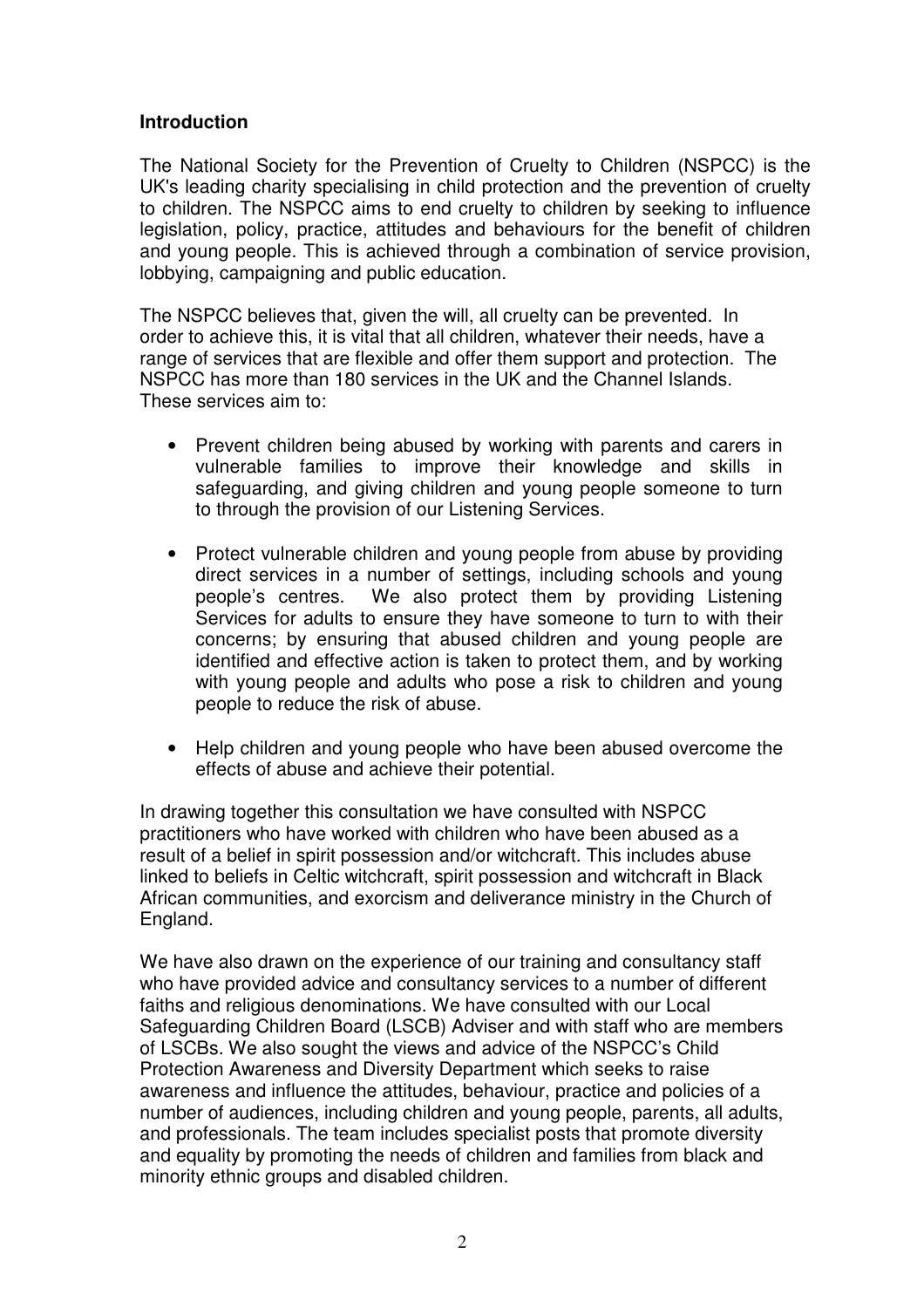**Introduction**

The National Society for the Prevention of Cruelty to Children (NSPCC) is the UK's leading charity specialising in child protection and the prevention of cruelty to children. The NSPCC aims to end cruelty to children by seeking to influence legislation, policy, practice, attitudes and behaviours for the benefit of children and young people. This is achieved through a combination of service provision, lobbying, campaigning and public education.

The NSPCC believes that, given the will, all cruelty can be prevented. In order to achieve this, it is vital that all children, whatever their needs, have a range of services that are flexible and offer them support and protection. The NSPCC has more than 180 services in the UK and the Channel Islands. These services aim to:

- Prevent children being abused by working with parents and carers in vulnerable families to improve their knowledge and skills in safeguarding, and giving children and young people someone to turn to through the provision of our Listening Services.
- Protect vulnerable children and young people from abuse by providing direct services in a number of settings, including schools and young people's centres. We also protect them by providing Listening Services for adults to ensure they have someone to turn to with their concerns; by ensuring that abused children and young people are identified and effective action is taken to protect them, and by working with young people and adults who pose a risk to children and young people to reduce the risk of abuse.
- Help children and young people who have been abused overcome the effects of abuse and achieve their potential.

In drawing together this consultation we have consulted with NSPCC practitioners who have worked with children who have been abused as a result of a belief in spirit possession and/or witchcraft. This includes abuse linked to beliefs in Celtic witchcraft, spirit possession and witchcraft in Black African communities, and exorcism and deliverance ministry in the Church of England.

We have also drawn on the experience of our training and consultancy staff who have provided advice and consultancy services to a number of different faiths and religious denominations. We have consulted with our Local Safeguarding Children Board (LSCB) Adviser and with staff who are members of LSCBs. We also sought the views and advice of the NSPCC's Child Protection Awareness and Diversity Department which seeks to raise awareness and influence the attitudes, behaviour, practice and policies of a number of audiences, including children and young people, parents, all adults, and professionals. The team includes specialist posts that promote diversity and equality by promoting the needs of children and families from black and minority ethnic groups and disabled children.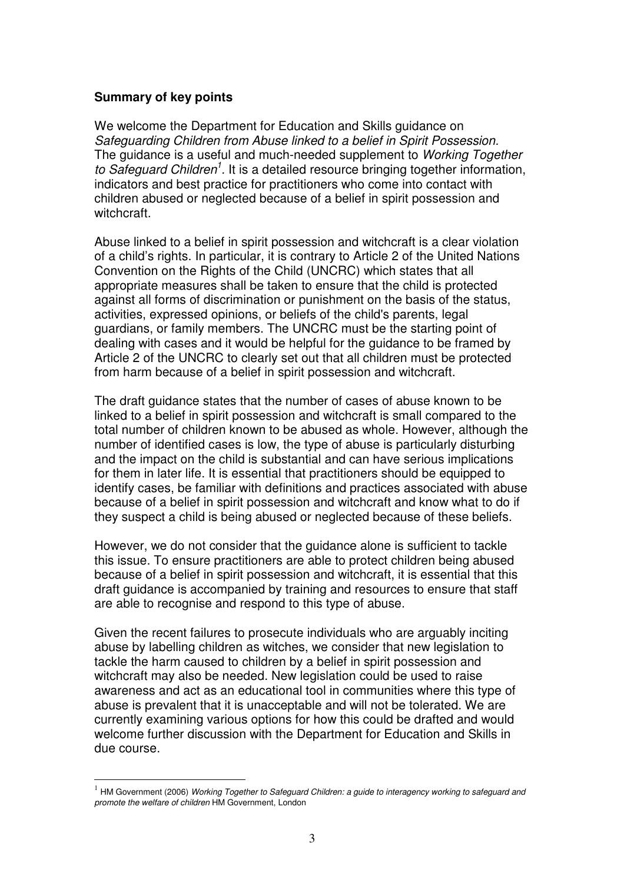**Summary of key points**

We welcome the Department for Education and Skills guidance on *Safeguarding Children from Abuse linked to a belief in Spirit Possession.* The guidance is a useful and much-needed supplement to *Working Together to Safeguard Children*[1]. It is a detailed resource bringing together information, indicators and best practice for practitioners who come into contact with children abused or neglected because of a belief in spirit possession and witchcraft.

Abuse linked to a belief in spirit possession and witchcraft is a clear violation of a child's rights. In particular, it is contrary to Article 2 of the United Nations Convention on the Rights of the Child (UNCRC) which states that all appropriate measures shall be taken to ensure that the child is protected against all forms of discrimination or punishment on the basis of the status, activities, expressed opinions, or beliefs of the child's parents, legal guardians, or family members. The UNCRC must be the starting point of dealing with cases and it would be helpful for the guidance to be framed by Article 2 of the UNCRC to clearly set out that all children must be protected from harm because of a belief in spirit possession and witchcraft.

The draft guidance states that the number of cases of abuse known to be linked to a belief in spirit possession and witchcraft is small compared to the total number of children known to be abused as whole. However, although the number of identified cases is low, the type of abuse is particularly disturbing and the impact on the child is substantial and can have serious implications for them in later life. It is essential that practitioners should be equipped to identify cases, be familiar with definitions and practices associated with abuse because of a belief in spirit possession and witchcraft and know what to do if they suspect a child is being abused or neglected because of these beliefs.

However, we do not consider that the guidance alone is sufficient to tackle this issue. To ensure practitioners are able to protect children being abused because of a belief in spirit possession and witchcraft, it is essential that this draft guidance is accompanied by training and resources to ensure that staff are able to recognise and respond to this type of abuse.

Given the recent failures to prosecute individuals who are arguably inciting abuse by labelling children as witches, we consider that new legislation to tackle the harm caused to children by a belief in spirit possession and witchcraft may also be needed. New legislation could be used to raise awareness and act as an educational tool in communities where this type of abuse is prevalent that it is unacceptable and will not be tolerated. We are currently examining various options for how this could be drafted and would welcome further discussion with the Department for Education and Skills in due course.

---

[1] HM Government (2006) *Working Together to Safeguard Children: a guide to interagency working to safeguard and promote the welfare of children* HM Government, London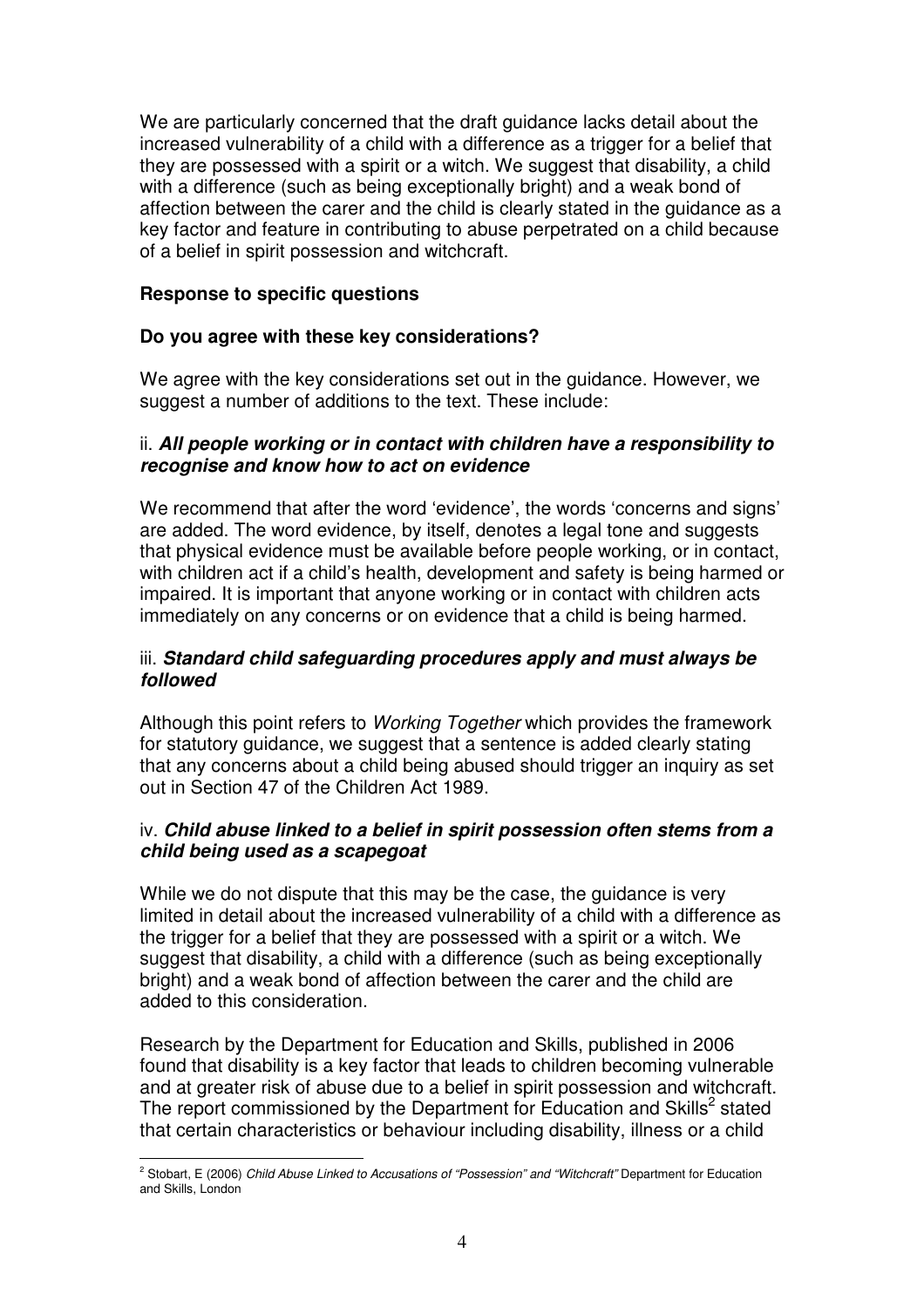We are particularly concerned that the draft guidance lacks detail about the increased vulnerability of a child with a difference as a trigger for a belief that they are possessed with a spirit or a witch. We suggest that disability, a child with a difference (such as being exceptionally bright) and a weak bond of affection between the carer and the child is clearly stated in the guidance as a key factor and feature in contributing to abuse perpetrated on a child because of a belief in spirit possession and witchcraft.

**Response to specific questions**

**Do you agree with these key considerations?**

We agree with the key considerations set out in the guidance. However, we suggest a number of additions to the text. These include:

ii. ***All people working or in contact with children have a responsibility to recognise and know how to act on evidence***

We recommend that after the word 'evidence', the words 'concerns and signs' are added. The word evidence, by itself, denotes a legal tone and suggests that physical evidence must be available before people working, or in contact, with children act if a child's health, development and safety is being harmed or impaired. It is important that anyone working or in contact with children acts immediately on any concerns or on evidence that a child is being harmed.

iii. ***Standard child safeguarding procedures apply and must always be followed***

Although this point refers to *Working Together* which provides the framework for statutory guidance, we suggest that a sentence is added clearly stating that any concerns about a child being abused should trigger an inquiry as set out in Section 47 of the Children Act 1989.

iv. ***Child abuse linked to a belief in spirit possession often stems from a child being used as a scapegoat***

While we do not dispute that this may be the case, the guidance is very limited in detail about the increased vulnerability of a child with a difference as the trigger for a belief that they are possessed with a spirit or a witch. We suggest that disability, a child with a difference (such as being exceptionally bright) and a weak bond of affection between the carer and the child are added to this consideration.

Research by the Department for Education and Skills, published in 2006 found that disability is a key factor that leads to children becoming vulnerable and at greater risk of abuse due to a belief in spirit possession and witchcraft. The report commissioned by the Department for Education and Skills[2] stated that certain characteristics or behaviour including disability, illness or a child

---

[2] Stobart, E (2006) *Child Abuse Linked to Accusations of "Possession" and "Witchcraft"* Department for Education and Skills, London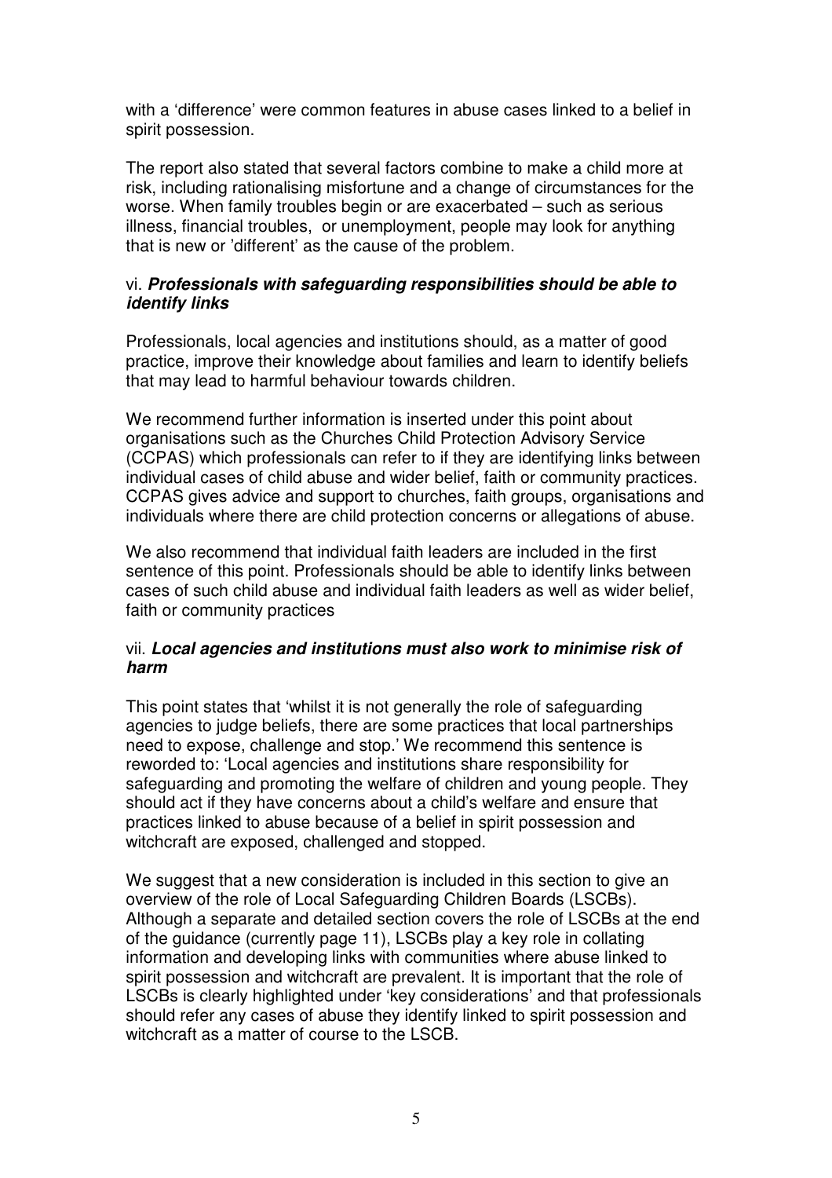with a 'difference' were common features in abuse cases linked to a belief in spirit possession.

The report also stated that several factors combine to make a child more at risk, including rationalising misfortune and a change of circumstances for the worse. When family troubles begin or are exacerbated – such as serious illness, financial troubles, or unemployment, people may look for anything that is new or 'different' as the cause of the problem.

### vi. ***Professionals with safeguarding responsibilities should be able to identify links***

Professionals, local agencies and institutions should, as a matter of good practice, improve their knowledge about families and learn to identify beliefs that may lead to harmful behaviour towards children.

We recommend further information is inserted under this point about organisations such as the Churches Child Protection Advisory Service (CCPAS) which professionals can refer to if they are identifying links between individual cases of child abuse and wider belief, faith or community practices. CCPAS gives advice and support to churches, faith groups, organisations and individuals where there are child protection concerns or allegations of abuse.

We also recommend that individual faith leaders are included in the first sentence of this point. Professionals should be able to identify links between cases of such child abuse and individual faith leaders as well as wider belief, faith or community practices

### vii. ***Local agencies and institutions must also work to minimise risk of harm***

This point states that 'whilst it is not generally the role of safeguarding agencies to judge beliefs, there are some practices that local partnerships need to expose, challenge and stop.' We recommend this sentence is reworded to: 'Local agencies and institutions share responsibility for safeguarding and promoting the welfare of children and young people. They should act if they have concerns about a child's welfare and ensure that practices linked to abuse because of a belief in spirit possession and witchcraft are exposed, challenged and stopped.

We suggest that a new consideration is included in this section to give an overview of the role of Local Safeguarding Children Boards (LSCBs). Although a separate and detailed section covers the role of LSCBs at the end of the guidance (currently page 11), LSCBs play a key role in collating information and developing links with communities where abuse linked to spirit possession and witchcraft are prevalent. It is important that the role of LSCBs is clearly highlighted under 'key considerations' and that professionals should refer any cases of abuse they identify linked to spirit possession and witchcraft as a matter of course to the LSCB.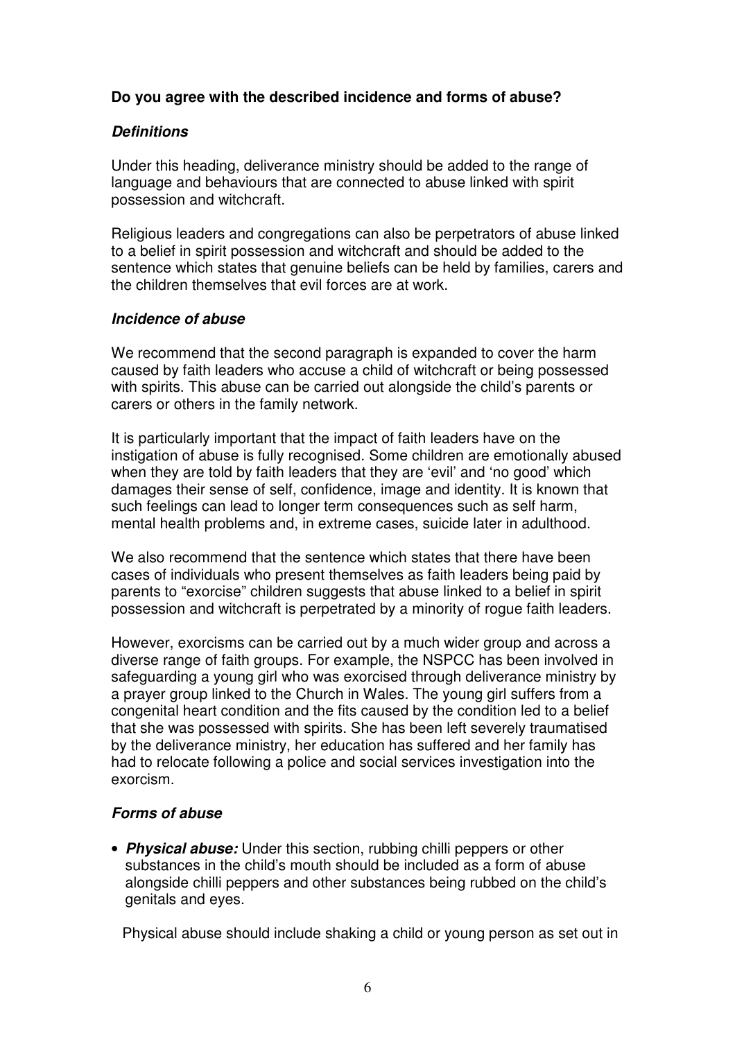**Do you agree with the described incidence and forms of abuse?**

***Definitions***

Under this heading, deliverance ministry should be added to the range of language and behaviours that are connected to abuse linked with spirit possession and witchcraft.

Religious leaders and congregations can also be perpetrators of abuse linked to a belief in spirit possession and witchcraft and should be added to the sentence which states that genuine beliefs can be held by families, carers and the children themselves that evil forces are at work.

***Incidence of abuse***

We recommend that the second paragraph is expanded to cover the harm caused by faith leaders who accuse a child of witchcraft or being possessed with spirits. This abuse can be carried out alongside the child's parents or carers or others in the family network.

It is particularly important that the impact of faith leaders have on the instigation of abuse is fully recognised. Some children are emotionally abused when they are told by faith leaders that they are 'evil' and 'no good' which damages their sense of self, confidence, image and identity. It is known that such feelings can lead to longer term consequences such as self harm, mental health problems and, in extreme cases, suicide later in adulthood.

We also recommend that the sentence which states that there have been cases of individuals who present themselves as faith leaders being paid by parents to "exorcise" children suggests that abuse linked to a belief in spirit possession and witchcraft is perpetrated by a minority of rogue faith leaders.

However, exorcisms can be carried out by a much wider group and across a diverse range of faith groups. For example, the NSPCC has been involved in safeguarding a young girl who was exorcised through deliverance ministry by a prayer group linked to the Church in Wales. The young girl suffers from a congenital heart condition and the fits caused by the condition led to a belief that she was possessed with spirits. She has been left severely traumatised by the deliverance ministry, her education has suffered and her family has had to relocate following a police and social services investigation into the exorcism.

***Forms of abuse***

- ***Physical abuse:*** Under this section, rubbing chilli peppers or other substances in the child's mouth should be included as a form of abuse alongside chilli peppers and other substances being rubbed on the child's genitals and eyes.

  Physical abuse should include shaking a child or young person as set out in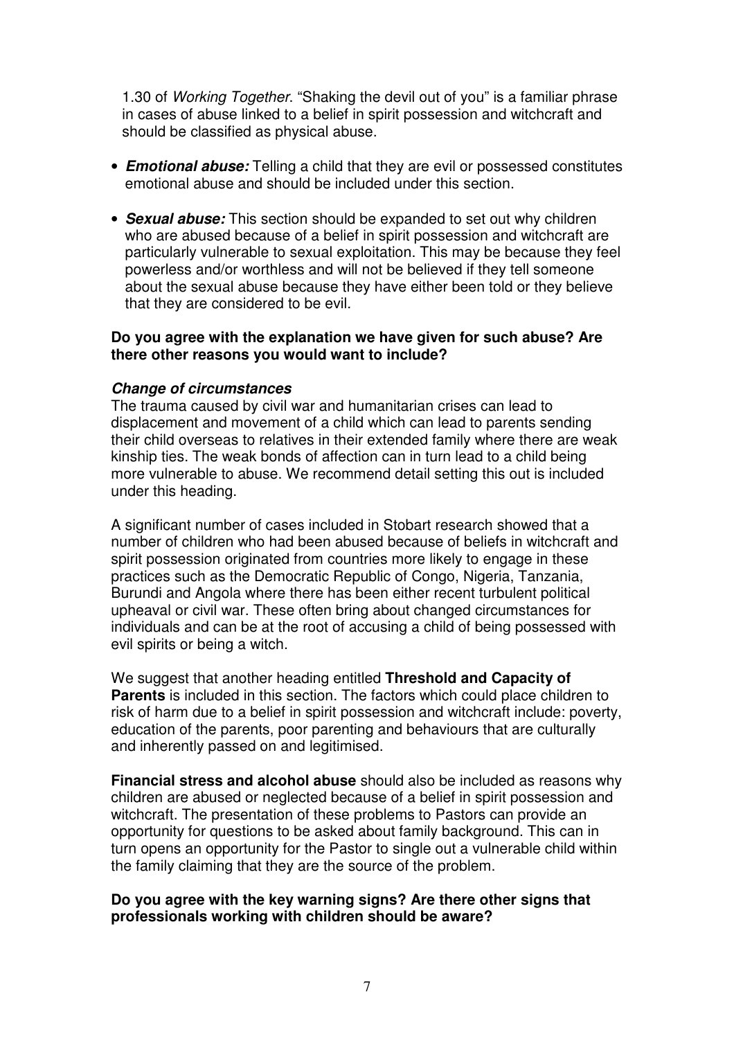1.30 of *Working Together*. "Shaking the devil out of you" is a familiar phrase in cases of abuse linked to a belief in spirit possession and witchcraft and should be classified as physical abuse.

- ***Emotional abuse:*** Telling a child that they are evil or possessed constitutes emotional abuse and should be included under this section.
- ***Sexual abuse:*** This section should be expanded to set out why children who are abused because of a belief in spirit possession and witchcraft are particularly vulnerable to sexual exploitation. This may be because they feel powerless and/or worthless and will not be believed if they tell someone about the sexual abuse because they have either been told or they believe that they are considered to be evil.

**Do you agree with the explanation we have given for such abuse? Are there other reasons you would want to include?**

***Change of circumstances***

The trauma caused by civil war and humanitarian crises can lead to displacement and movement of a child which can lead to parents sending their child overseas to relatives in their extended family where there are weak kinship ties. The weak bonds of affection can in turn lead to a child being more vulnerable to abuse. We recommend detail setting this out is included under this heading.

A significant number of cases included in Stobart research showed that a number of children who had been abused because of beliefs in witchcraft and spirit possession originated from countries more likely to engage in these practices such as the Democratic Republic of Congo, Nigeria, Tanzania, Burundi and Angola where there has been either recent turbulent political upheaval or civil war. These often bring about changed circumstances for individuals and can be at the root of accusing a child of being possessed with evil spirits or being a witch.

We suggest that another heading entitled **Threshold and Capacity of Parents** is included in this section. The factors which could place children to risk of harm due to a belief in spirit possession and witchcraft include: poverty, education of the parents, poor parenting and behaviours that are culturally and inherently passed on and legitimised.

**Financial stress and alcohol abuse** should also be included as reasons why children are abused or neglected because of a belief in spirit possession and witchcraft. The presentation of these problems to Pastors can provide an opportunity for questions to be asked about family background. This can in turn opens an opportunity for the Pastor to single out a vulnerable child within the family claiming that they are the source of the problem.

**Do you agree with the key warning signs? Are there other signs that professionals working with children should be aware?**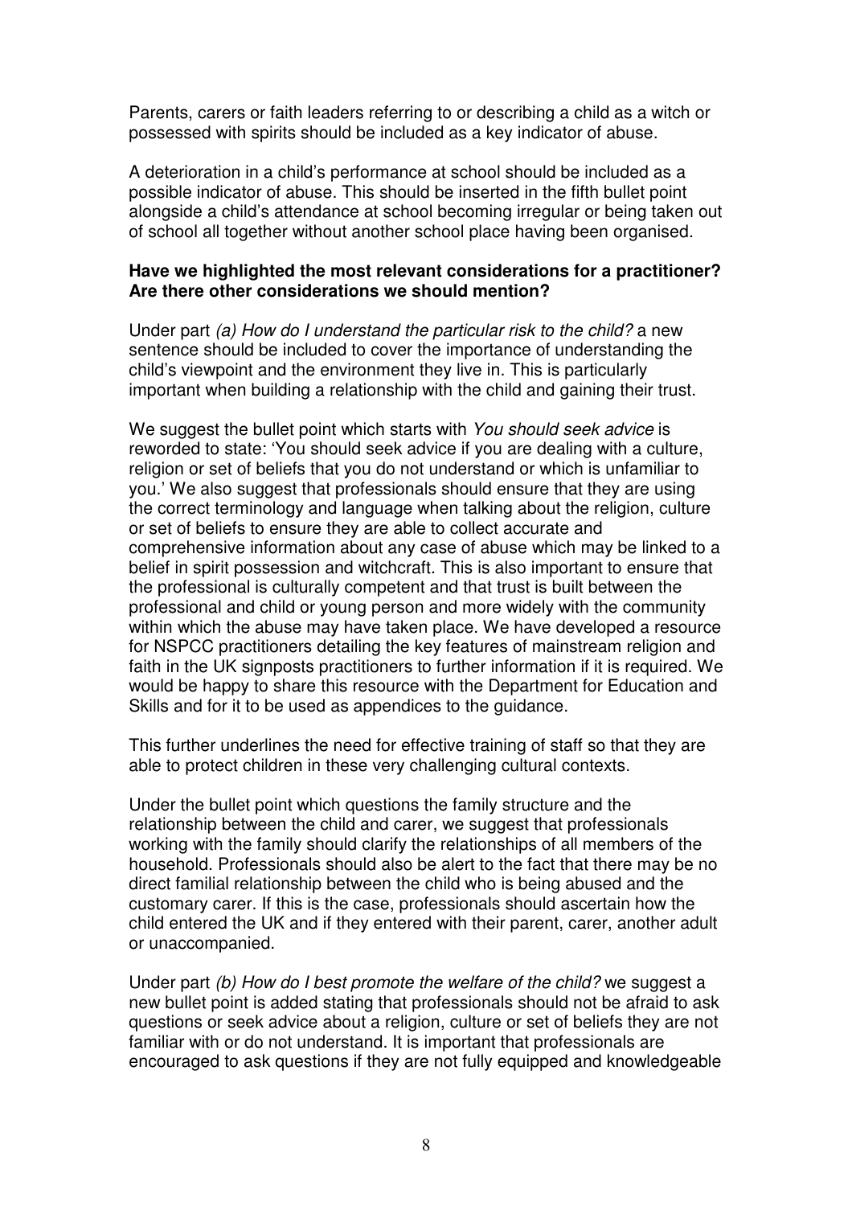Parents, carers or faith leaders referring to or describing a child as a witch or possessed with spirits should be included as a key indicator of abuse.

A deterioration in a child's performance at school should be included as a possible indicator of abuse. This should be inserted in the fifth bullet point alongside a child's attendance at school becoming irregular or being taken out of school all together without another school place having been organised.

**Have we highlighted the most relevant considerations for a practitioner? Are there other considerations we should mention?**

Under part *(a) How do I understand the particular risk to the child?* a new sentence should be included to cover the importance of understanding the child's viewpoint and the environment they live in. This is particularly important when building a relationship with the child and gaining their trust.

We suggest the bullet point which starts with *You should seek advice* is reworded to state: 'You should seek advice if you are dealing with a culture, religion or set of beliefs that you do not understand or which is unfamiliar to you.' We also suggest that professionals should ensure that they are using the correct terminology and language when talking about the religion, culture or set of beliefs to ensure they are able to collect accurate and comprehensive information about any case of abuse which may be linked to a belief in spirit possession and witchcraft. This is also important to ensure that the professional is culturally competent and that trust is built between the professional and child or young person and more widely with the community within which the abuse may have taken place. We have developed a resource for NSPCC practitioners detailing the key features of mainstream religion and faith in the UK signposts practitioners to further information if it is required. We would be happy to share this resource with the Department for Education and Skills and for it to be used as appendices to the guidance.

This further underlines the need for effective training of staff so that they are able to protect children in these very challenging cultural contexts.

Under the bullet point which questions the family structure and the relationship between the child and carer, we suggest that professionals working with the family should clarify the relationships of all members of the household. Professionals should also be alert to the fact that there may be no direct familial relationship between the child who is being abused and the customary carer. If this is the case, professionals should ascertain how the child entered the UK and if they entered with their parent, carer, another adult or unaccompanied.

Under part *(b) How do I best promote the welfare of the child?* we suggest a new bullet point is added stating that professionals should not be afraid to ask questions or seek advice about a religion, culture or set of beliefs they are not familiar with or do not understand. It is important that professionals are encouraged to ask questions if they are not fully equipped and knowledgeable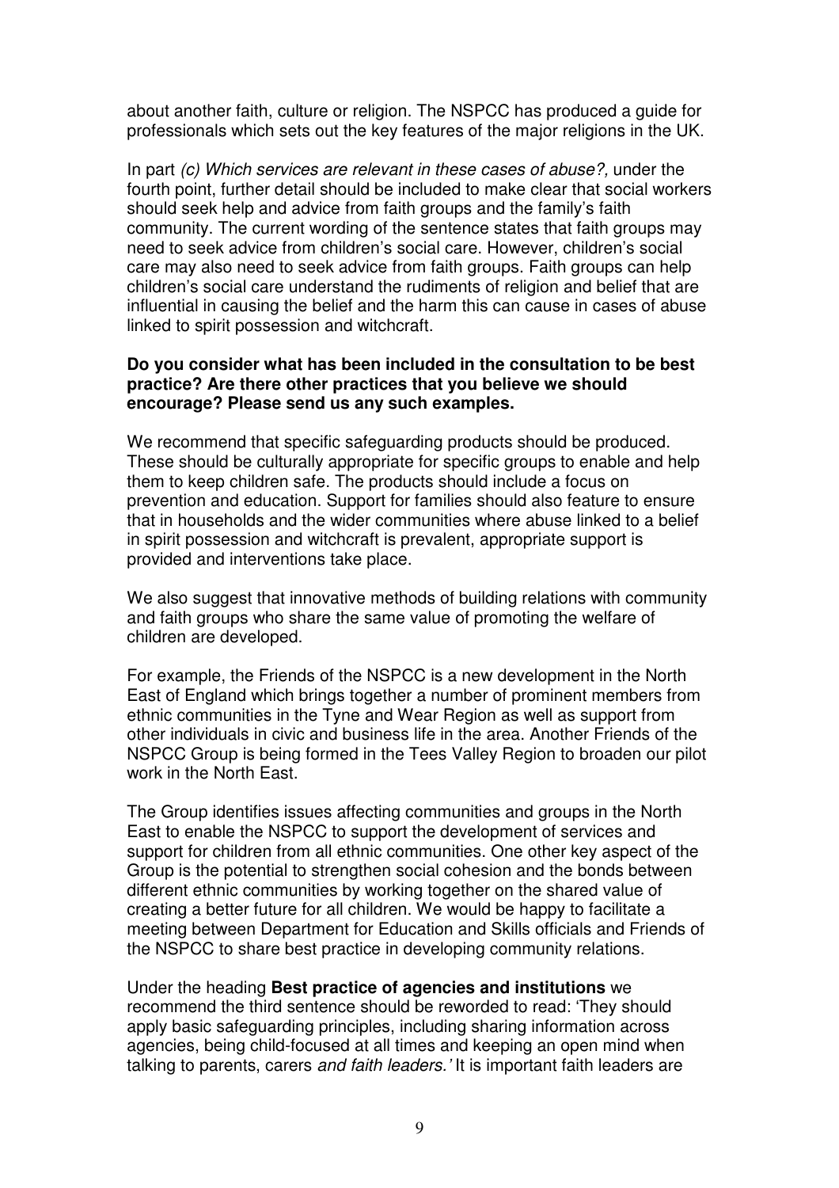about another faith, culture or religion. The NSPCC has produced a guide for professionals which sets out the key features of the major religions in the UK.

In part *(c) Which services are relevant in these cases of abuse?*, under the fourth point, further detail should be included to make clear that social workers should seek help and advice from faith groups and the family's faith community. The current wording of the sentence states that faith groups may need to seek advice from children's social care. However, children's social care may also need to seek advice from faith groups. Faith groups can help children's social care understand the rudiments of religion and belief that are influential in causing the belief and the harm this can cause in cases of abuse linked to spirit possession and witchcraft.

**Do you consider what has been included in the consultation to be best practice? Are there other practices that you believe we should encourage? Please send us any such examples.**

We recommend that specific safeguarding products should be produced. These should be culturally appropriate for specific groups to enable and help them to keep children safe. The products should include a focus on prevention and education. Support for families should also feature to ensure that in households and the wider communities where abuse linked to a belief in spirit possession and witchcraft is prevalent, appropriate support is provided and interventions take place.

We also suggest that innovative methods of building relations with community and faith groups who share the same value of promoting the welfare of children are developed.

For example, the Friends of the NSPCC is a new development in the North East of England which brings together a number of prominent members from ethnic communities in the Tyne and Wear Region as well as support from other individuals in civic and business life in the area. Another Friends of the NSPCC Group is being formed in the Tees Valley Region to broaden our pilot work in the North East.

The Group identifies issues affecting communities and groups in the North East to enable the NSPCC to support the development of services and support for children from all ethnic communities. One other key aspect of the Group is the potential to strengthen social cohesion and the bonds between different ethnic communities by working together on the shared value of creating a better future for all children. We would be happy to facilitate a meeting between Department for Education and Skills officials and Friends of the NSPCC to share best practice in developing community relations.

Under the heading **Best practice of agencies and institutions** we recommend the third sentence should be reworded to read: 'They should apply basic safeguarding principles, including sharing information across agencies, being child-focused at all times and keeping an open mind when talking to parents, carers *and faith leaders.'* It is important faith leaders are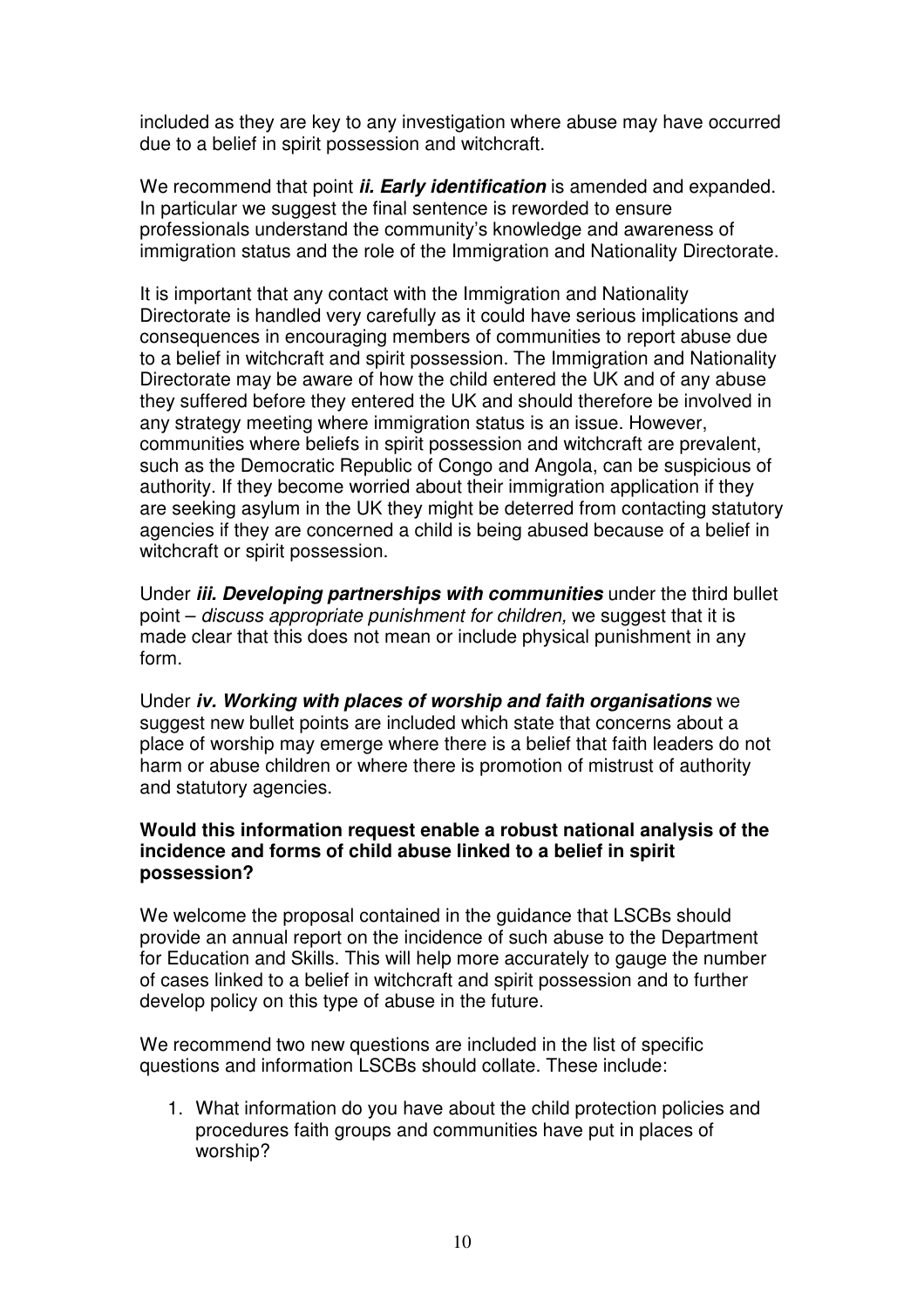included as they are key to any investigation where abuse may have occurred due to a belief in spirit possession and witchcraft.

We recommend that point ***ii. Early identification*** is amended and expanded. In particular we suggest the final sentence is reworded to ensure professionals understand the community's knowledge and awareness of immigration status and the role of the Immigration and Nationality Directorate.

It is important that any contact with the Immigration and Nationality Directorate is handled very carefully as it could have serious implications and consequences in encouraging members of communities to report abuse due to a belief in witchcraft and spirit possession. The Immigration and Nationality Directorate may be aware of how the child entered the UK and of any abuse they suffered before they entered the UK and should therefore be involved in any strategy meeting where immigration status is an issue. However, communities where beliefs in spirit possession and witchcraft are prevalent, such as the Democratic Republic of Congo and Angola, can be suspicious of authority. If they become worried about their immigration application if they are seeking asylum in the UK they might be deterred from contacting statutory agencies if they are concerned a child is being abused because of a belief in witchcraft or spirit possession.

Under ***iii. Developing partnerships with communities*** under the third bullet point – *discuss appropriate punishment for children,* we suggest that it is made clear that this does not mean or include physical punishment in any form.

Under ***iv. Working with places of worship and faith organisations*** we suggest new bullet points are included which state that concerns about a place of worship may emerge where there is a belief that faith leaders do not harm or abuse children or where there is promotion of mistrust of authority and statutory agencies.

**Would this information request enable a robust national analysis of the incidence and forms of child abuse linked to a belief in spirit possession?**

We welcome the proposal contained in the guidance that LSCBs should provide an annual report on the incidence of such abuse to the Department for Education and Skills. This will help more accurately to gauge the number of cases linked to a belief in witchcraft and spirit possession and to further develop policy on this type of abuse in the future.

We recommend two new questions are included in the list of specific questions and information LSCBs should collate. These include:

1. What information do you have about the child protection policies and procedures faith groups and communities have put in places of worship?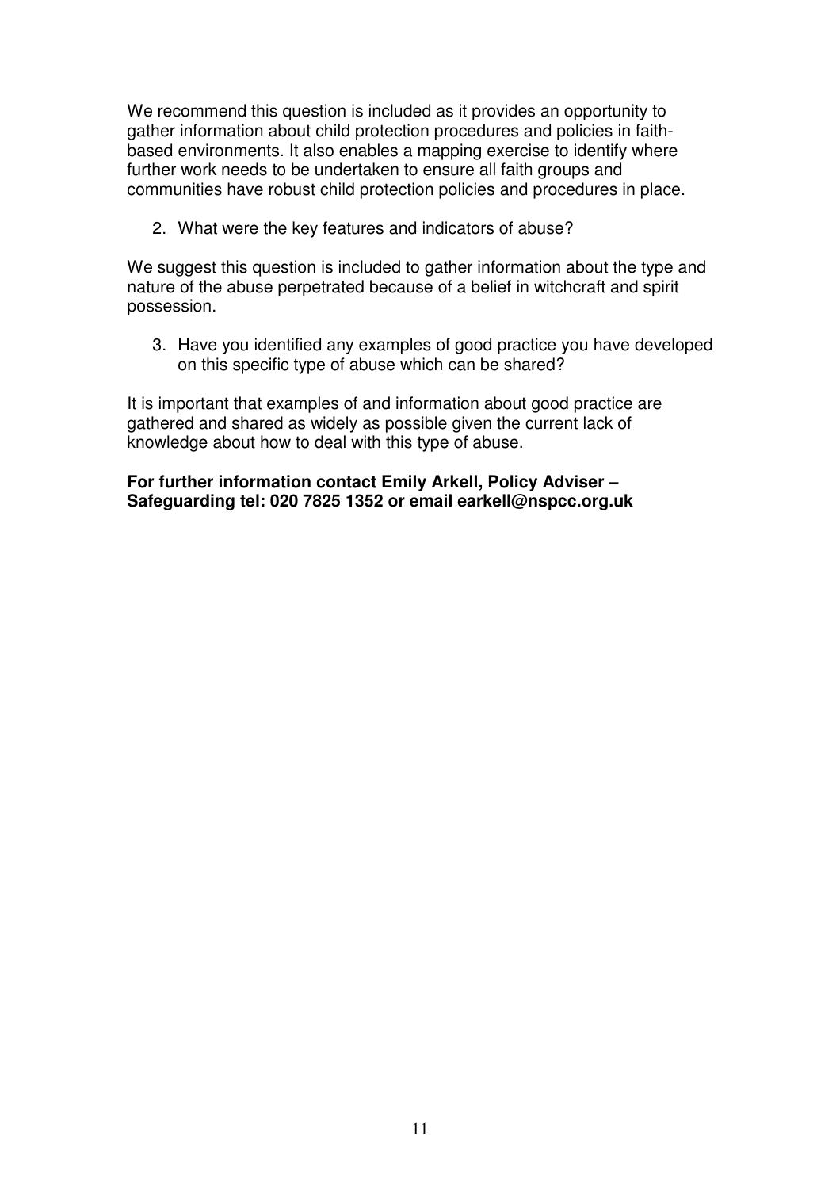We recommend this question is included as it provides an opportunity to gather information about child protection procedures and policies in faith-based environments. It also enables a mapping exercise to identify where further work needs to be undertaken to ensure all faith groups and communities have robust child protection policies and procedures in place.

2. What were the key features and indicators of abuse?

We suggest this question is included to gather information about the type and nature of the abuse perpetrated because of a belief in witchcraft and spirit possession.

3. Have you identified any examples of good practice you have developed on this specific type of abuse which can be shared?

It is important that examples of and information about good practice are gathered and shared as widely as possible given the current lack of knowledge about how to deal with this type of abuse.

**For further information contact Emily Arkell, Policy Adviser – Safeguarding tel: 020 7825 1352 or email earkell@nspcc.org.uk**